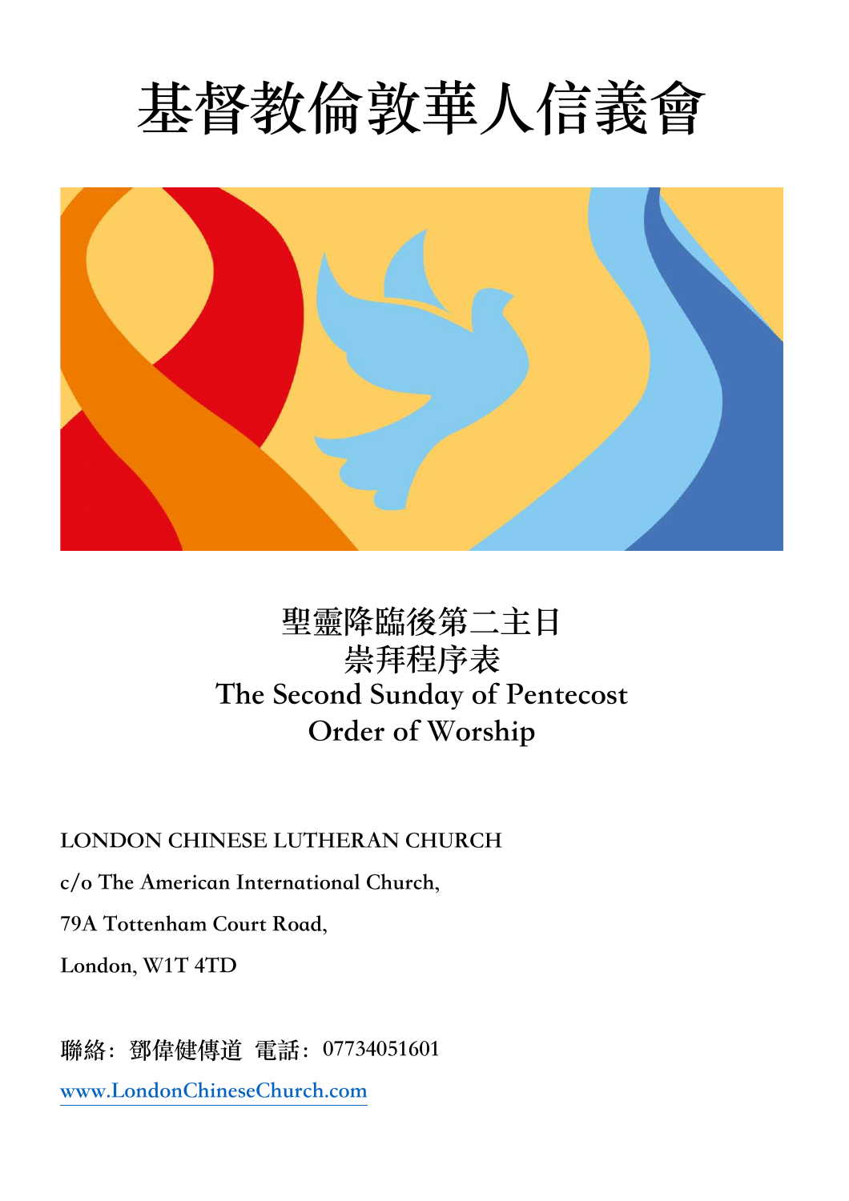# 基督教倫敦華人信義會

## 聖靈降臨後第二主日
## 崇拜程序表
## The Second Sunday of Pentecost
## Order of Worship

LONDON CHINESE LUTHERAN CHURCH

c/o The American International Church,

79A Tottenham Court Road,

London, W1T 4TD

聯絡：鄧偉健傳道 電話：07734051601

www.LondonChineseChurch.com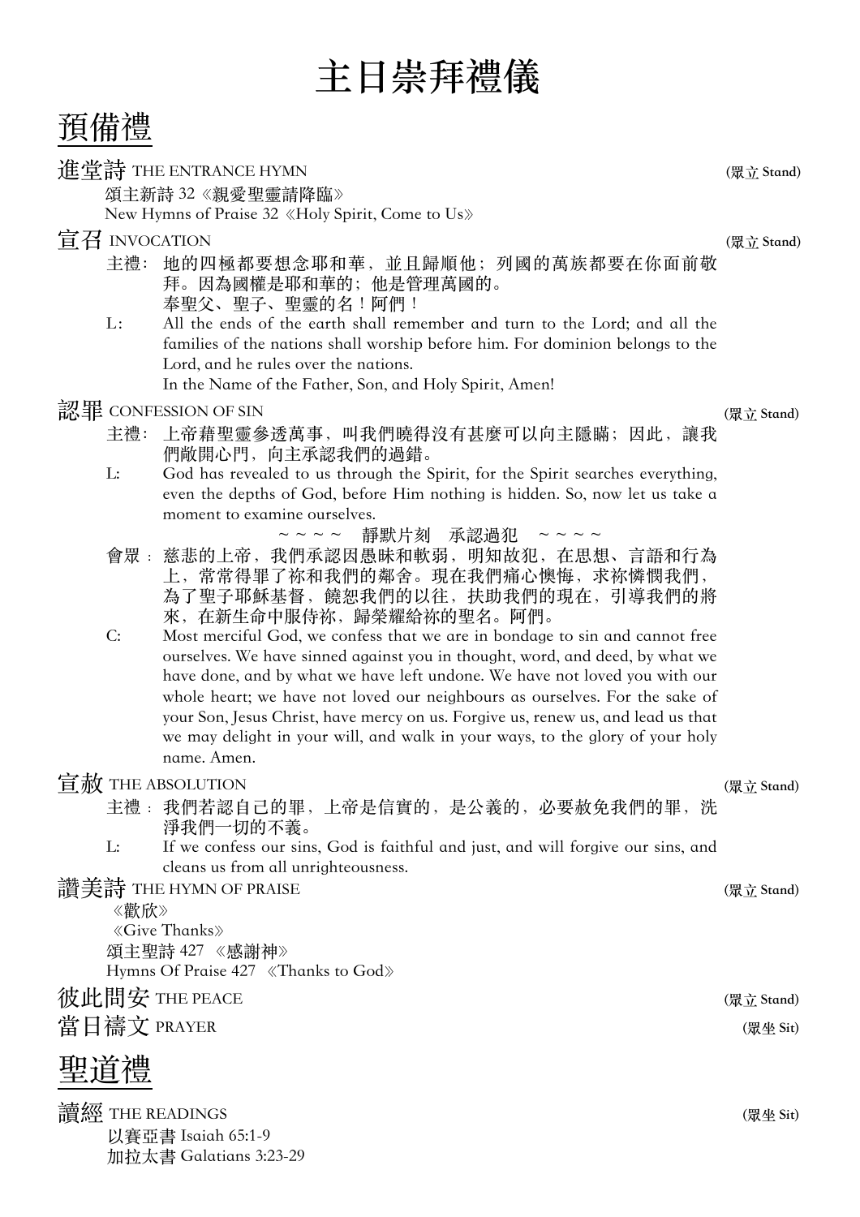# 主日崇拜禮儀

## 預備禮

### 進堂詩 THE ENTRANCE HYMN (眾立 Stand)

頌主新詩 32《親愛聖靈請降臨》
New Hymns of Praise 32《Holy Spirit, Come to Us》

### 宣召 INVOCATION (眾立 Stand)

主禮: 地的四極都要想念耶和華，並且歸順他；列國的萬族都要在你面前敬拜。因為國權是耶和華的；他是管理萬國的。
奉聖父、聖子、聖靈的名！阿們！

L: All the ends of the earth shall remember and turn to the Lord; and all the families of the nations shall worship before him. For dominion belongs to the Lord, and he rules over the nations.
In the Name of the Father, Son, and Holy Spirit, Amen!

### 認罪 CONFESSION OF SIN (眾立 Stand)

主禮: 上帝藉聖靈參透萬事，叫我們曉得沒有甚麼可以向主隱瞞；因此，讓我們敞開心門，向主承認我們的過錯。

L: God has revealed to us through the Spirit, for the Spirit searches everything, even the depths of God, before Him nothing is hidden. So, now let us take a moment to examine ourselves.

～～～～ 靜默片刻 承認過犯 ～～～～

會眾：慈悲的上帝，我們承認因愚昧和軟弱，明知故犯，在思想、言語和行為上，常常得罪了祢和我們的鄰舍。現在我們痛心懊悔，求祢憐憫我們，為了聖子耶穌基督，饒恕我們的以往，扶助我們的現在，引導我們的將來，在新生命中服侍祢，歸榮耀給祢的聖名。阿們。

C: Most merciful God, we confess that we are in bondage to sin and cannot free ourselves. We have sinned against you in thought, word, and deed, by what we have done, and by what we have left undone. We have not loved you with our whole heart; we have not loved our neighbours as ourselves. For the sake of your Son, Jesus Christ, have mercy on us. Forgive us, renew us, and lead us that we may delight in your will, and walk in your ways, to the glory of your holy name. Amen.

### 宣赦 THE ABSOLUTION (眾立 Stand)

主禮：我們若認自己的罪，上帝是信實的，是公義的，必要赦免我們的罪，洗淨我們一切的不義。

L: If we confess our sins, God is faithful and just, and will forgive our sins, and cleans us from all unrighteousness.

### 讚美詩 THE HYMN OF PRAISE (眾立 Stand)

《歡欣》
《Give Thanks》
頌主聖詩 427 《感謝神》
Hymns Of Praise 427 《Thanks to God》

### 彼此問安 THE PEACE (眾立 Stand)

### 當日禱文 PRAYER (眾坐 Sit)

## 聖道禮

### 讀經 THE READINGS (眾坐 Sit)

以賽亞書 Isaiah 65:1-9
加拉太書 Galatians 3:23-29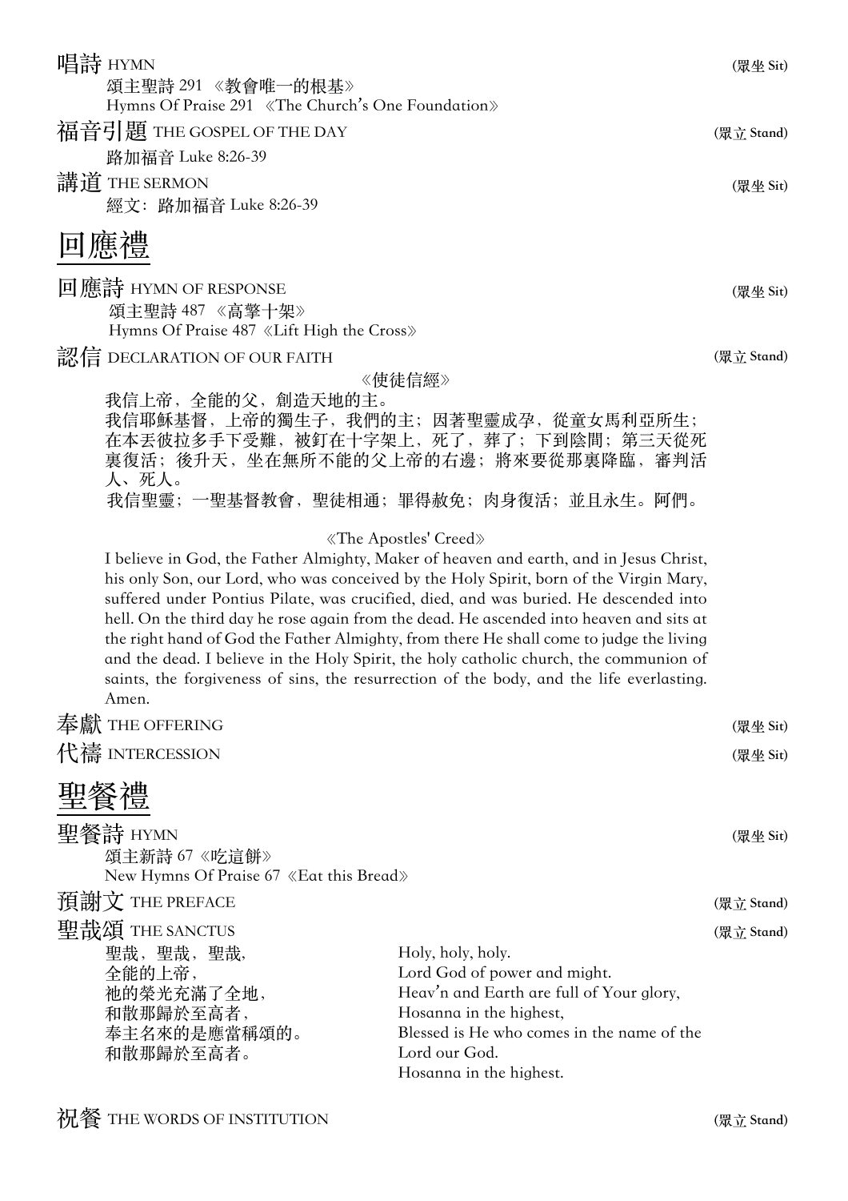**唱詩** HYMN **(眾坐 Sit)**

頌主聖詩 291 《教會唯一的根基》
Hymns Of Praise 291 《The Church's One Foundation》

**福音引題** THE GOSPEL OF THE DAY **(眾立 Stand)**

路加福音 Luke 8:26-39

**講道** THE SERMON **(眾坐 Sit)**

經文：路加福音 Luke 8:26-39

# 回應禮

**回應詩** HYMN OF RESPONSE **(眾坐 Sit)**

頌主聖詩 487 《高擎十架》
Hymns Of Praise 487《Lift High the Cross》

**認信** DECLARATION OF OUR FAITH **(眾立 Stand)**

《使徒信經》

我信上帝，全能的父，創造天地的主。
我信耶穌基督，上帝的獨生子，我們的主；因著聖靈成孕，從童女馬利亞所生；在本丟彼拉多手下受難，被釘在十字架上，死了，葬了；下到陰間；第三天從死裏復活；後升天，坐在無所不能的父上帝的右邊；將來要從那裏降臨，審判活人、死人。
我信聖靈；一聖基督教會，聖徒相通；罪得赦免；肉身復活；並且永生。阿們。

《The Apostles' Creed》

I believe in God, the Father Almighty, Maker of heaven and earth, and in Jesus Christ, his only Son, our Lord, who was conceived by the Holy Spirit, born of the Virgin Mary, suffered under Pontius Pilate, was crucified, died, and was buried. He descended into hell. On the third day he rose again from the dead. He ascended into heaven and sits at the right hand of God the Father Almighty, from there He shall come to judge the living and the dead. I believe in the Holy Spirit, the holy catholic church, the communion of saints, the forgiveness of sins, the resurrection of the body, and the life everlasting. Amen.

**奉獻** THE OFFERING **(眾坐 Sit)**

**代禱** INTERCESSION **(眾坐 Sit)**

# 聖餐禮

**聖餐詩** HYMN **(眾坐 Sit)**

頌主新詩 67《吃這餅》
New Hymns Of Praise 67《Eat this Bread》

**預謝文** THE PREFACE **(眾立 Stand)**

**聖哉頌** THE SANCTUS **(眾立 Stand)**

| | |
|---|---|
| 聖哉，聖哉，聖哉， | Holy, holy, holy. |
| 全能的上帝， | Lord God of power and might. |
| 祂的榮光充滿了全地， | Heav'n and Earth are full of Your glory, |
| 和散那歸於至高者， | Hosanna in the highest, |
| 奉主名來的是應當稱頌的。 | Blessed is He who comes in the name of the Lord our God. |
| 和散那歸於至高者。 | Hosanna in the highest. |

**祝餐** THE WORDS OF INSTITUTION **(眾立 Stand)**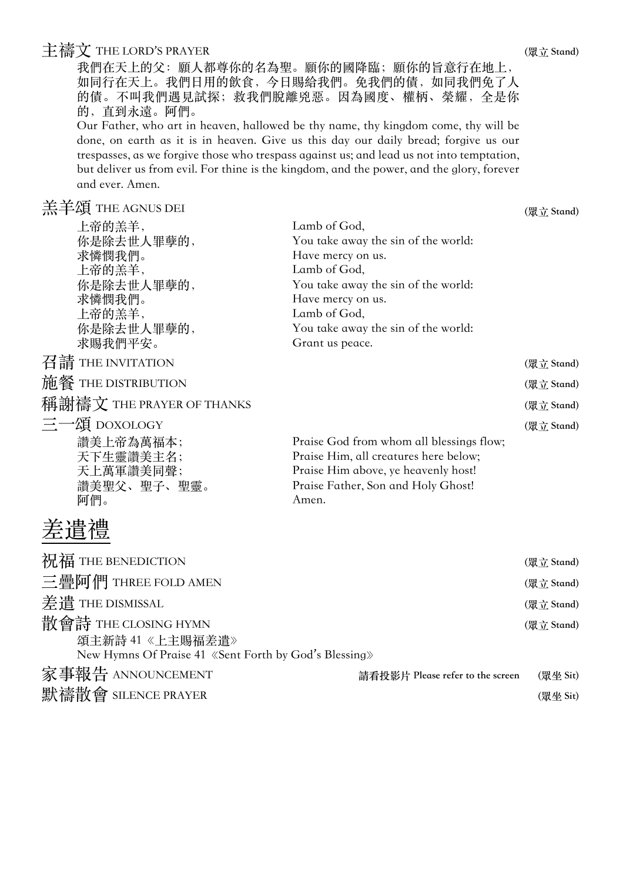### 主禱文 THE LORD'S PRAYER (眾立 Stand)

我們在天上的父：願人都尊你的名為聖。願你的國降臨；願你的旨意行在地上，如同行在天上。我們日用的飲食，今日賜給我們。免我們的債，如同我們免了人的債。不叫我們遇見試探；救我們脫離兇惡。因為國度、權柄、榮耀，全是你的，直到永遠。阿們。

Our Father, who art in heaven, hallowed be thy name, thy kingdom come, thy will be done, on earth as it is in heaven. Give us this day our daily bread; forgive us our trespasses, as we forgive those who trespass against us; and lead us not into temptation, but deliver us from evil. For thine is the kingdom, and the power, and the glory, forever and ever. Amen.

### 羔羊頌 THE AGNUS DEI (眾立 Stand)

| | |
|---|---|
| 上帝的羔羊， | Lamb of God, |
| 你是除去世人罪孽的， | You take away the sin of the world: |
| 求憐憫我們。 | Have mercy on us. |
| 上帝的羔羊， | Lamb of God, |
| 你是除去世人罪孽的， | You take away the sin of the world: |
| 求憐憫我們。 | Have mercy on us. |
| 上帝的羔羊， | Lamb of God, |
| 你是除去世人罪孽的， | You take away the sin of the world: |
| 求賜我們平安。 | Grant us peace. |

### 召請 THE INVITATION (眾立 Stand)

### 施餐 THE DISTRIBUTION (眾立 Stand)

### 稱謝禱文 THE PRAYER OF THANKS (眾立 Stand)

### 三一頌 DOXOLOGY (眾立 Stand)

| | |
|---|---|
| 讚美上帝為萬福本； | Praise God from whom all blessings flow; |
| 天下生靈讚美主名； | Praise Him, all creatures here below; |
| 天上萬軍讚美同聲； | Praise Him above, ye heavenly host! |
| 讚美聖父、聖子、聖靈。 | Praise Father, Son and Holy Ghost! |
| 阿們。 | Amen. |

# 差遣禮

### 祝福 THE BENEDICTION (眾立 Stand)

### 三疊阿們 THREE FOLD AMEN (眾立 Stand)

### 差遣 THE DISMISSAL (眾立 Stand)

### 散會詩 THE CLOSING HYMN (眾立 Stand)

頌主新詩 41《上主賜福差遣》
New Hymns Of Praise 41《Sent Forth by God's Blessing》

### 家事報告 ANNOUNCEMENT 請看投影片 Please refer to the screen (眾坐 Sit)

### 默禱散會 SILENCE PRAYER (眾坐 Sit)